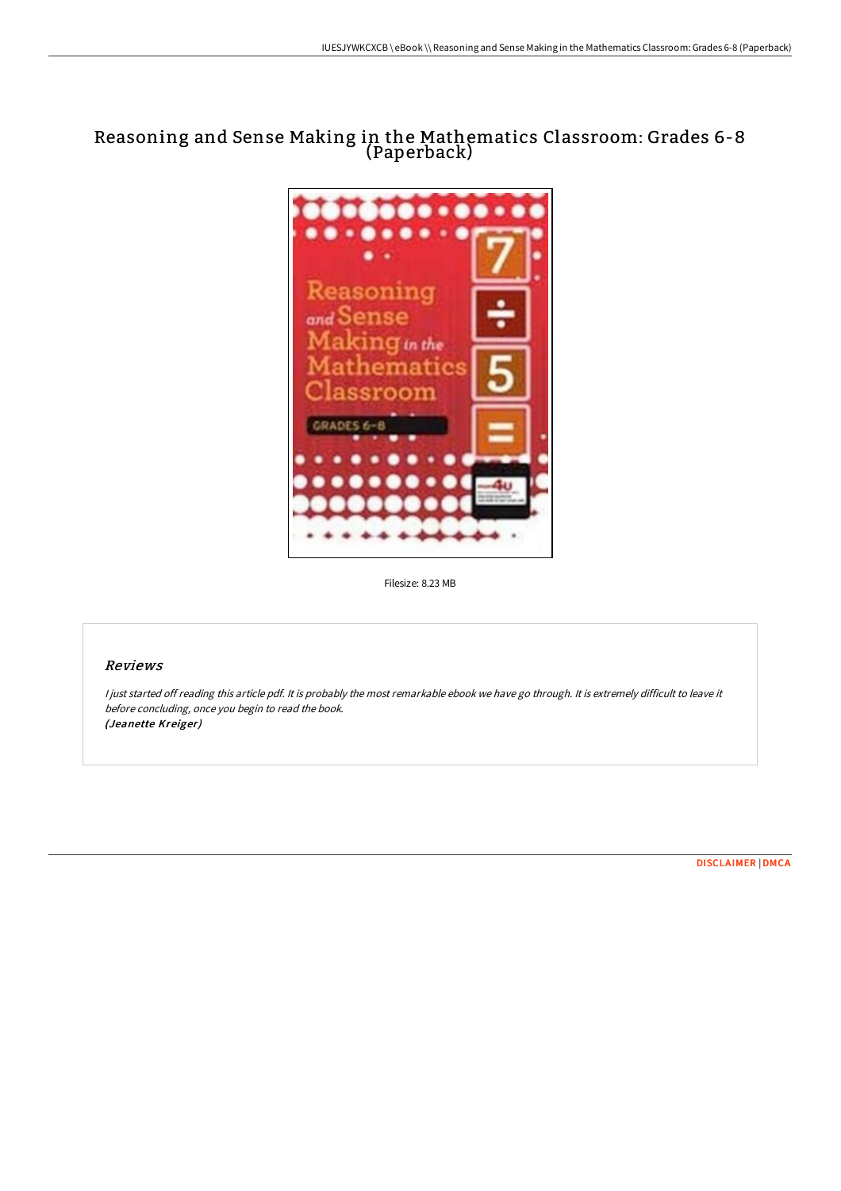# Reasoning and Sense Making in the Mathematics Classroom: Grades 6-8 (Paperback)

Filesize: 8.23 MB

## *Reviews*

*I just started off reading this article pdf. It is probably the most remarkable ebook we have go through. It is extremely difficult to leave it before concluding, once you begin to read the book.*
***(Jeanette Kreiger)***

DISCLAIMER | DMCA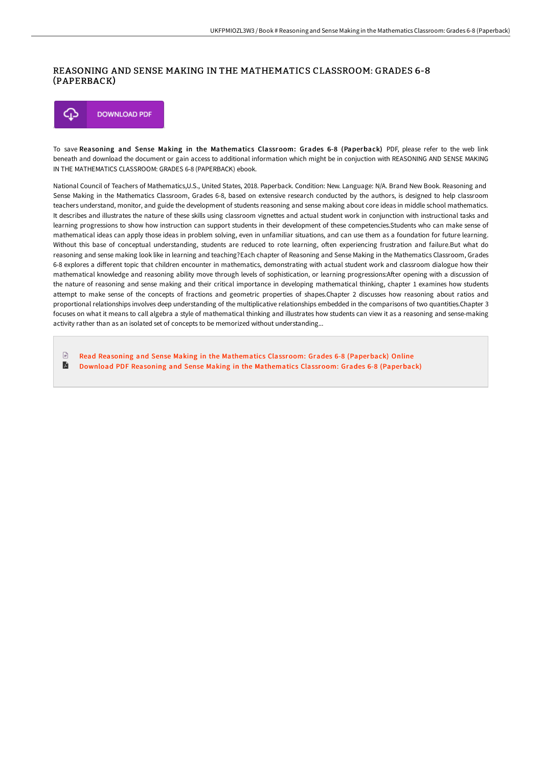# REASONING AND SENSE MAKING IN THE MATHEMATICS CLASSROOM: GRADES 6-8 (PAPERBACK)

DOWNLOAD PDF

To save **Reasoning and Sense Making in the Mathematics Classroom: Grades 6-8 (Paperback)** PDF, please refer to the web link beneath and download the document or gain access to additional information which might be in conjuction with REASONING AND SENSE MAKING IN THE MATHEMATICS CLASSROOM: GRADES 6-8 (PAPERBACK) ebook.

National Council of Teachers of Mathematics,U.S., United States, 2018. Paperback. Condition: New. Language: N/A. Brand New Book. Reasoning and Sense Making in the Mathematics Classroom, Grades 6-8, based on extensive research conducted by the authors, is designed to help classroom teachers understand, monitor, and guide the development of students reasoning and sense making about core ideas in middle school mathematics. It describes and illustrates the nature of these skills using classroom vignettes and actual student work in conjunction with instructional tasks and learning progressions to show how instruction can support students in their development of these competencies.Students who can make sense of mathematical ideas can apply those ideas in problem solving, even in unfamiliar situations, and can use them as a foundation for future learning. Without this base of conceptual understanding, students are reduced to rote learning, often experiencing frustration and failure.But what do reasoning and sense making look like in learning and teaching?Each chapter of Reasoning and Sense Making in the Mathematics Classroom, Grades 6-8 explores a different topic that children encounter in mathematics, demonstrating with actual student work and classroom dialogue how their mathematical knowledge and reasoning ability move through levels of sophistication, or learning progressions:After opening with a discussion of the nature of reasoning and sense making and their critical importance in developing mathematical thinking, chapter 1 examines how students attempt to make sense of the concepts of fractions and geometric properties of shapes.Chapter 2 discusses how reasoning about ratios and proportional relationships involves deep understanding of the multiplicative relationships embedded in the comparisons of two quantities.Chapter 3 focuses on what it means to call algebra a style of mathematical thinking and illustrates how students can view it as a reasoning and sense-making activity rather than as an isolated set of concepts to be memorized without understanding...

Read Reasoning and Sense Making in the Mathematics Classroom: Grades 6-8 (Paperback) Online

Download PDF Reasoning and Sense Making in the Mathematics Classroom: Grades 6-8 (Paperback)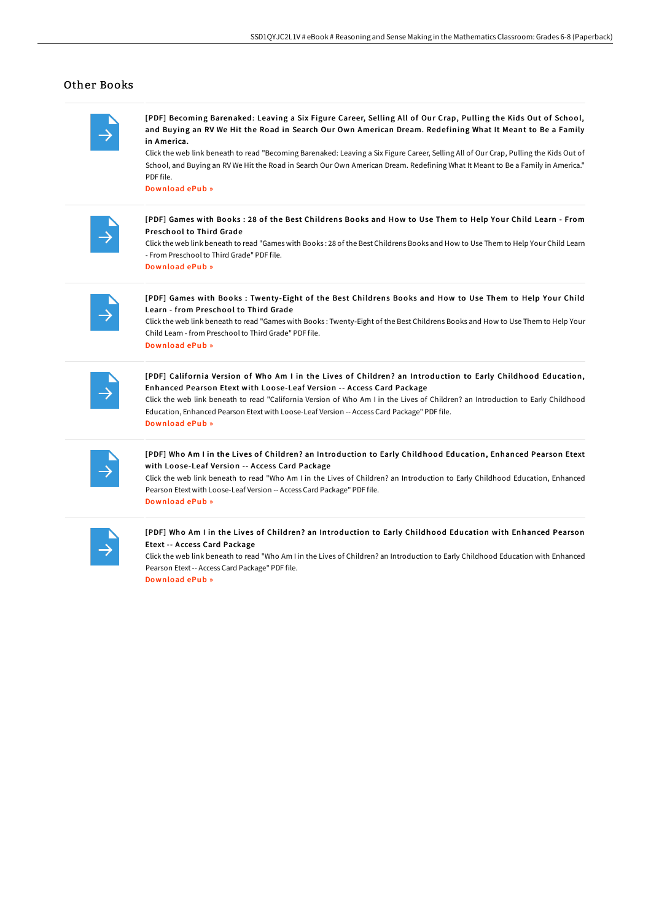## Other Books

**[PDF] Becoming Barenaked: Leaving a Six Figure Career, Selling All of Our Crap, Pulling the Kids Out of School, and Buying an RV We Hit the Road in Search Our Own American Dream. Redefining What It Meant to Be a Family in America.**

Click the web link beneath to read "Becoming Barenaked: Leaving a Six Figure Career, Selling All of Our Crap, Pulling the Kids Out of School, and Buying an RV We Hit the Road in Search Our Own American Dream. Redefining What It Meant to Be a Family in America." PDF file.

Download ePub »

**[PDF] Games with Books : 28 of the Best Childrens Books and How to Use Them to Help Your Child Learn - From Preschool to Third Grade**

Click the web link beneath to read "Games with Books : 28 of the Best Childrens Books and How to Use Them to Help Your Child Learn - From Preschool to Third Grade" PDF file.

Download ePub »

**[PDF] Games with Books : Twenty-Eight of the Best Childrens Books and How to Use Them to Help Your Child Learn - from Preschool to Third Grade**

Click the web link beneath to read "Games with Books : Twenty-Eight of the Best Childrens Books and How to Use Them to Help Your Child Learn - from Preschool to Third Grade" PDF file.

Download ePub »

**[PDF] California Version of Who Am I in the Lives of Children? an Introduction to Early Childhood Education, Enhanced Pearson Etext with Loose-Leaf Version -- Access Card Package**

Click the web link beneath to read "California Version of Who Am I in the Lives of Children? an Introduction to Early Childhood Education, Enhanced Pearson Etext with Loose-Leaf Version -- Access Card Package" PDF file.

Download ePub »

**[PDF] Who Am I in the Lives of Children? an Introduction to Early Childhood Education, Enhanced Pearson Etext with Loose-Leaf Version -- Access Card Package**

Click the web link beneath to read "Who Am I in the Lives of Children? an Introduction to Early Childhood Education, Enhanced Pearson Etext with Loose-Leaf Version -- Access Card Package" PDF file.

Download ePub »

**[PDF] Who Am I in the Lives of Children? an Introduction to Early Childhood Education with Enhanced Pearson Etext -- Access Card Package**

Click the web link beneath to read "Who Am I in the Lives of Children? an Introduction to Early Childhood Education with Enhanced Pearson Etext -- Access Card Package" PDF file.

Download ePub »